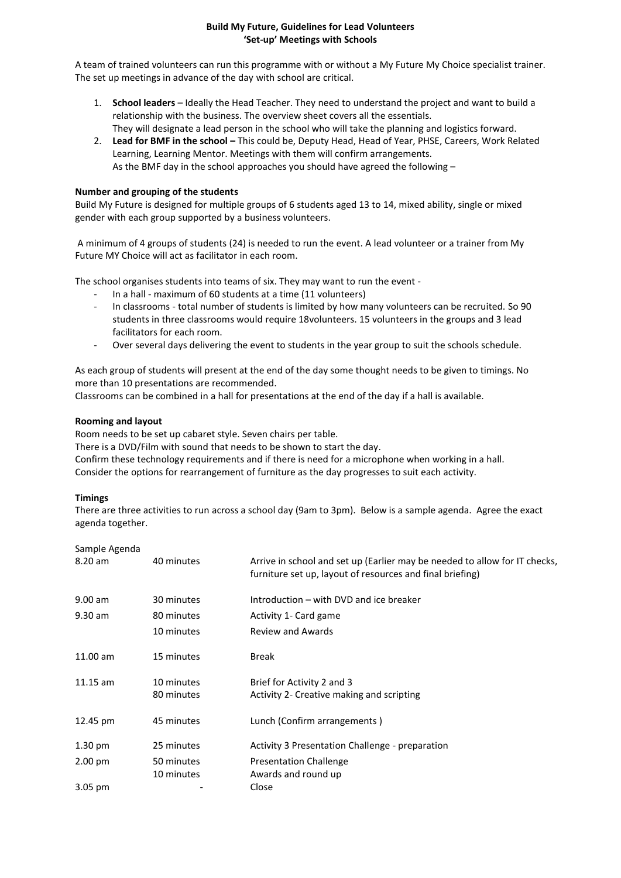# Build My Future, Guidelines for Lead Volunteers
## 'Set-up' Meetings with Schools

A team of trained volunteers can run this programme with or without a My Future My Choice specialist trainer. The set up meetings in advance of the day with school are critical.

1. **School leaders** – Ideally the Head Teacher. They need to understand the project and want to build a relationship with the business. The overview sheet covers all the essentials.
   They will designate a lead person in the school who will take the planning and logistics forward.
2. **Lead for BMF in the school –** This could be, Deputy Head, Head of Year, PHSE, Careers, Work Related Learning, Learning Mentor. Meetings with them will confirm arrangements.
   As the BMF day in the school approaches you should have agreed the following –

**Number and grouping of the students**

Build My Future is designed for multiple groups of 6 students aged 13 to 14, mixed ability, single or mixed gender with each group supported by a business volunteers.

A minimum of 4 groups of students (24) is needed to run the event. A lead volunteer or a trainer from My Future MY Choice will act as facilitator in each room.

The school organises students into teams of six. They may want to run the event -

- In a hall - maximum of 60 students at a time (11 volunteers)
- In classrooms - total number of students is limited by how many volunteers can be recruited. So 90 students in three classrooms would require 18volunteers. 15 volunteers in the groups and 3 lead facilitators for each room.
- Over several days delivering the event to students in the year group to suit the schools schedule.

As each group of students will present at the end of the day some thought needs to be given to timings. No more than 10 presentations are recommended.

Classrooms can be combined in a hall for presentations at the end of the day if a hall is available.

**Rooming and layout**

Room needs to be set up cabaret style. Seven chairs per table.

There is a DVD/Film with sound that needs to be shown to start the day.

Confirm these technology requirements and if there is need for a microphone when working in a hall.

Consider the options for rearrangement of furniture as the day progresses to suit each activity.

**Timings**

There are three activities to run across a school day (9am to 3pm). Below is a sample agenda. Agree the exact agenda together.

Sample Agenda

| | | |
|---|---|---|
| 8.20 am | 40 minutes | Arrive in school and set up (Earlier may be needed to allow for IT checks, furniture set up, layout of resources and final briefing) |
| 9.00 am | 30 minutes | Introduction – with DVD and ice breaker |
| 9.30 am | 80 minutes | Activity 1- Card game |
| | 10 minutes | Review and Awards |
| 11.00 am | 15 minutes | Break |
| 11.15 am | 10 minutes | Brief for Activity 2 and 3 |
| | 80 minutes | Activity 2- Creative making and scripting |
| 12.45 pm | 45 minutes | Lunch (Confirm arrangements ) |
| 1.30 pm | 25 minutes | Activity 3 Presentation Challenge - preparation |
| 2.00 pm | 50 minutes | Presentation Challenge |
| | 10 minutes | Awards and round up |
| 3.05 pm | - | Close |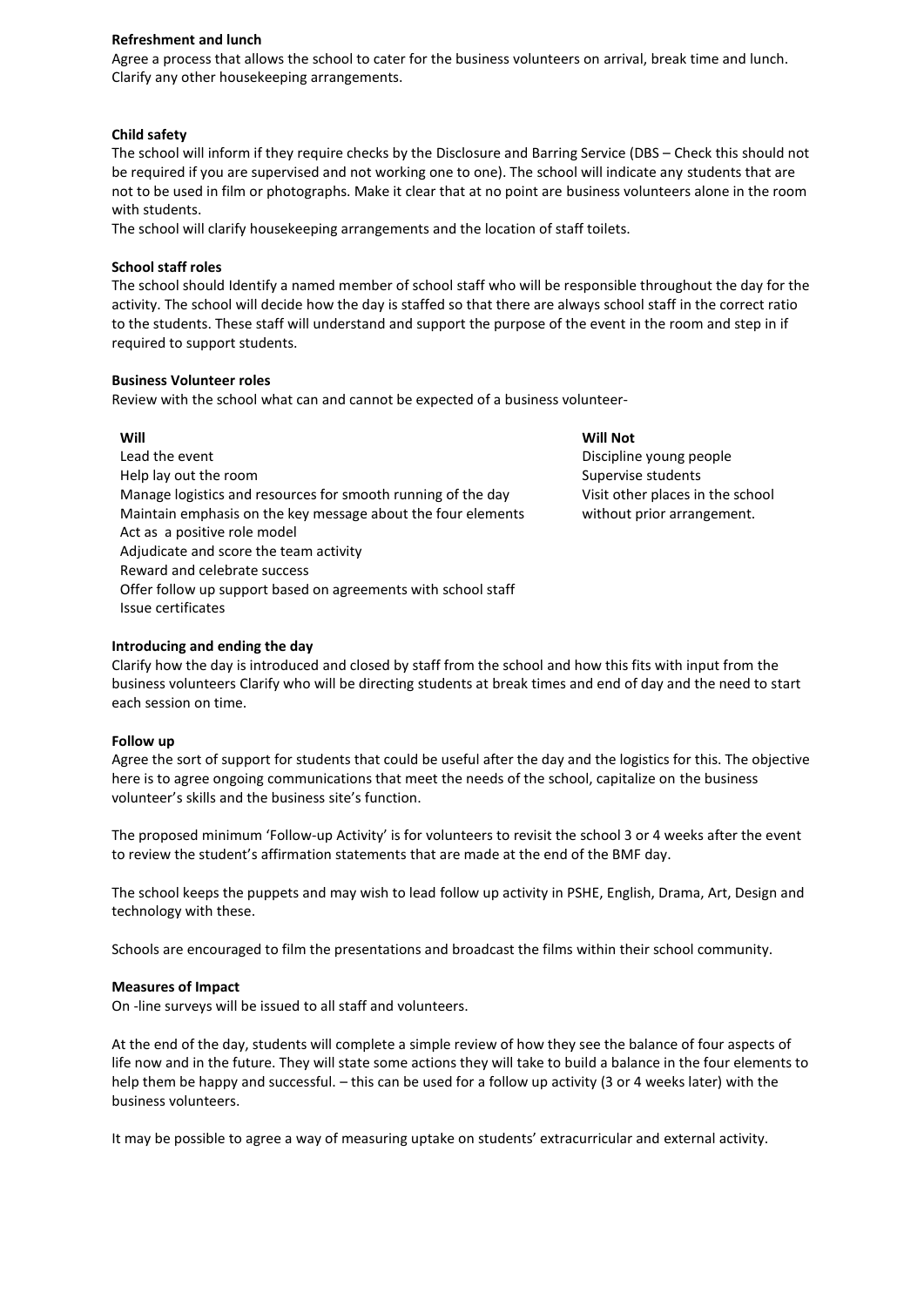**Refreshment and lunch**

Agree a process that allows the school to cater for the business volunteers on arrival, break time and lunch. Clarify any other housekeeping arrangements.

**Child safety**

The school will inform if they require checks by the Disclosure and Barring Service (DBS – Check this should not be required if you are supervised and not working one to one). The school will indicate any students that are not to be used in film or photographs. Make it clear that at no point are business volunteers alone in the room with students.

The school will clarify housekeeping arrangements and the location of staff toilets.

**School staff roles**

The school should Identify a named member of school staff who will be responsible throughout the day for the activity. The school will decide how the day is staffed so that there are always school staff in the correct ratio to the students. These staff will understand and support the purpose of the event in the room and step in if required to support students.

**Business Volunteer roles**

Review with the school what can and cannot be expected of a business volunteer-

| Will | Will Not |
|---|---|
| Lead the event | Discipline young people |
| Help lay out the room | Supervise students |
| Manage logistics and resources for smooth running of the day | Visit other places in the school without prior arrangement. |
| Maintain emphasis on the key message about the four elements | |
| Act as a positive role model | |
| Adjudicate and score the team activity | |
| Reward and celebrate success | |
| Offer follow up support based on agreements with school staff | |
| Issue certificates | |

**Introducing and ending the day**

Clarify how the day is introduced and closed by staff from the school and how this fits with input from the business volunteers Clarify who will be directing students at break times and end of day and the need to start each session on time.

**Follow up**

Agree the sort of support for students that could be useful after the day and the logistics for this. The objective here is to agree ongoing communications that meet the needs of the school, capitalize on the business volunteer's skills and the business site's function.

The proposed minimum 'Follow-up Activity' is for volunteers to revisit the school 3 or 4 weeks after the event to review the student's affirmation statements that are made at the end of the BMF day.

The school keeps the puppets and may wish to lead follow up activity in PSHE, English, Drama, Art, Design and technology with these.

Schools are encouraged to film the presentations and broadcast the films within their school community.

**Measures of Impact**

On -line surveys will be issued to all staff and volunteers.

At the end of the day, students will complete a simple review of how they see the balance of four aspects of life now and in the future. They will state some actions they will take to build a balance in the four elements to help them be happy and successful. – this can be used for a follow up activity (3 or 4 weeks later) with the business volunteers.

It may be possible to agree a way of measuring uptake on students' extracurricular and external activity.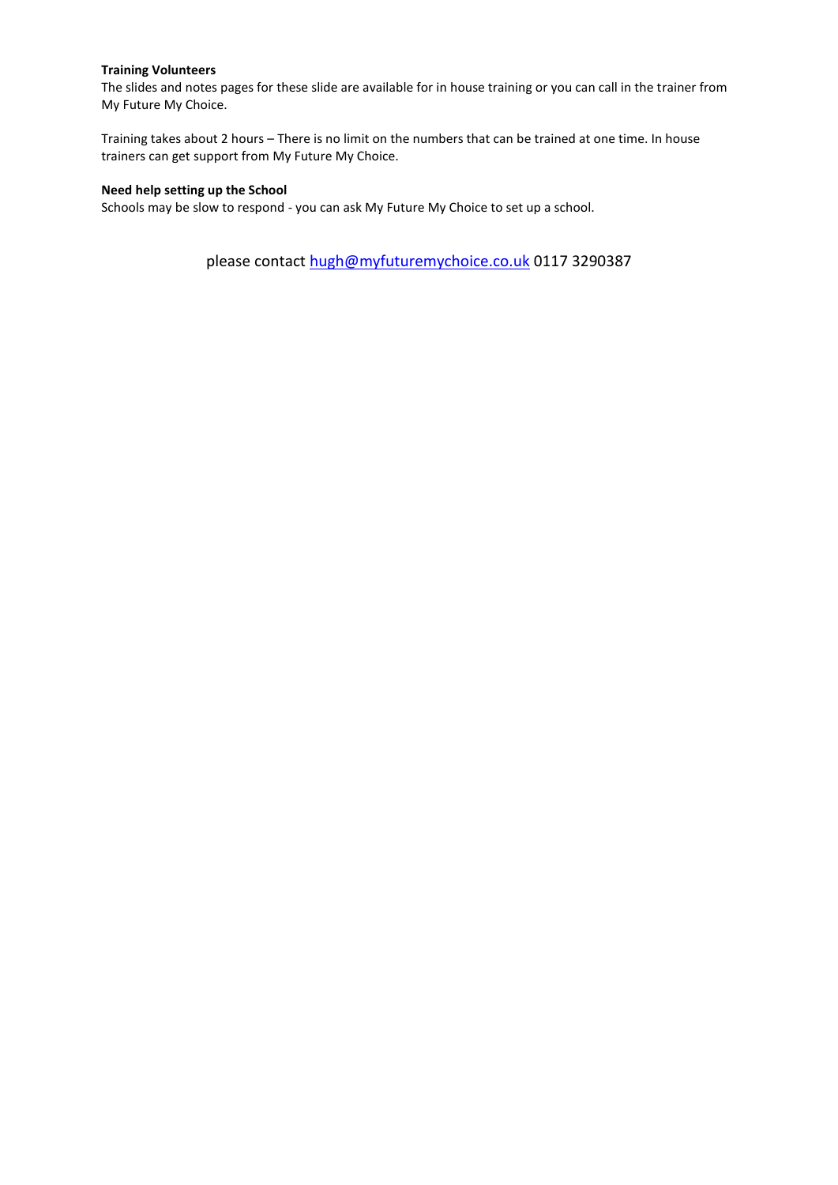**Training Volunteers**

The slides and notes pages for these slide are available for in house training or you can call in the trainer from My Future My Choice.

Training takes about 2 hours – There is no limit on the numbers that can be trained at one time. In house trainers can get support from My Future My Choice.

**Need help setting up the School**

Schools may be slow to respond - you can ask My Future My Choice to set up a school.

please contact hugh@myfuturemychoice.co.uk 0117 3290387